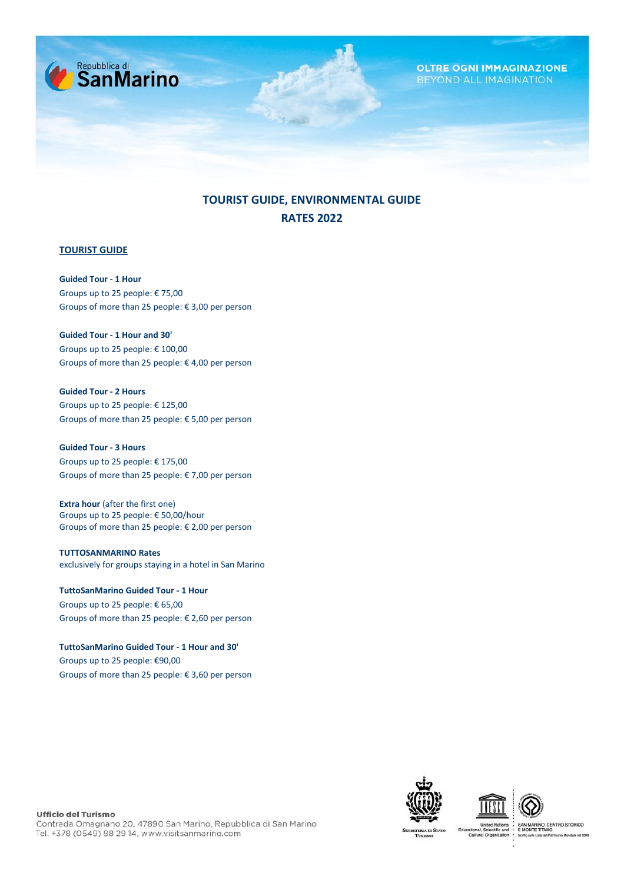# TOURIST GUIDE, ENVIRONMENTAL GUIDE
# RATES 2022

## TOURIST GUIDE

**Guided Tour - 1 Hour**
Groups up to 25 people: € 75,00
Groups of more than 25 people: € 3,00 per person

**Guided Tour - 1 Hour and 30'**
Groups up to 25 people: € 100,00
Groups of more than 25 people: € 4,00 per person

**Guided Tour - 2 Hours**
Groups up to 25 people: € 125,00
Groups of more than 25 people: € 5,00 per person

**Guided Tour - 3 Hours**
Groups up to 25 people: € 175,00
Groups of more than 25 people: € 7,00 per person

**Extra hour** (after the first one)
Groups up to 25 people: € 50,00/hour
Groups of more than 25 people: € 2,00 per person

**TUTTOSANMARINO Rates**
exclusively for groups staying in a hotel in San Marino

**TuttoSanMarino Guided Tour - 1 Hour**
Groups up to 25 people: € 65,00
Groups of more than 25 people: € 2,60 per person

**TuttoSanMarino Guided Tour - 1 Hour and 30'**
Groups up to 25 people: €90,00
Groups of more than 25 people: € 3,60 per person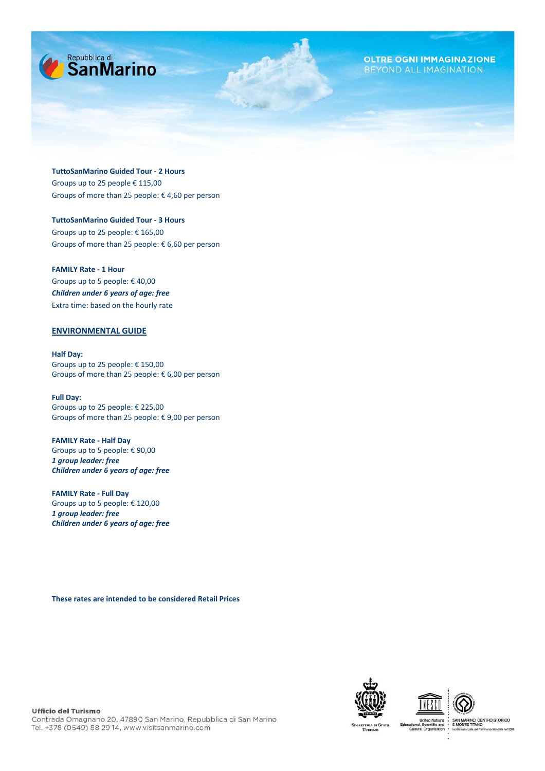**TuttoSanMarino Guided Tour - 2 Hours**
Groups up to 25 people € 115,00
Groups of more than 25 people: € 4,60 per person

**TuttoSanMarino Guided Tour - 3 Hours**
Groups up to 25 people: € 165,00
Groups of more than 25 people: € 6,60 per person

**FAMILY Rate - 1 Hour**
Groups up to 5 people: € 40,00
***Children under 6 years of age: free***
Extra time: based on the hourly rate

## ENVIRONMENTAL GUIDE

**Half Day:**
Groups up to 25 people: € 150,00
Groups of more than 25 people: € 6,00 per person

**Full Day:**
Groups up to 25 people: € 225,00
Groups of more than 25 people: € 9,00 per person

**FAMILY Rate - Half Day**
Groups up to 5 people: € 90,00
***1 group leader: free***
***Children under 6 years of age: free***

**FAMILY Rate - Full Day**
Groups up to 5 people: € 120,00
***1 group leader: free***
***Children under 6 years of age: free***

**These rates are intended to be considered Retail Prices**